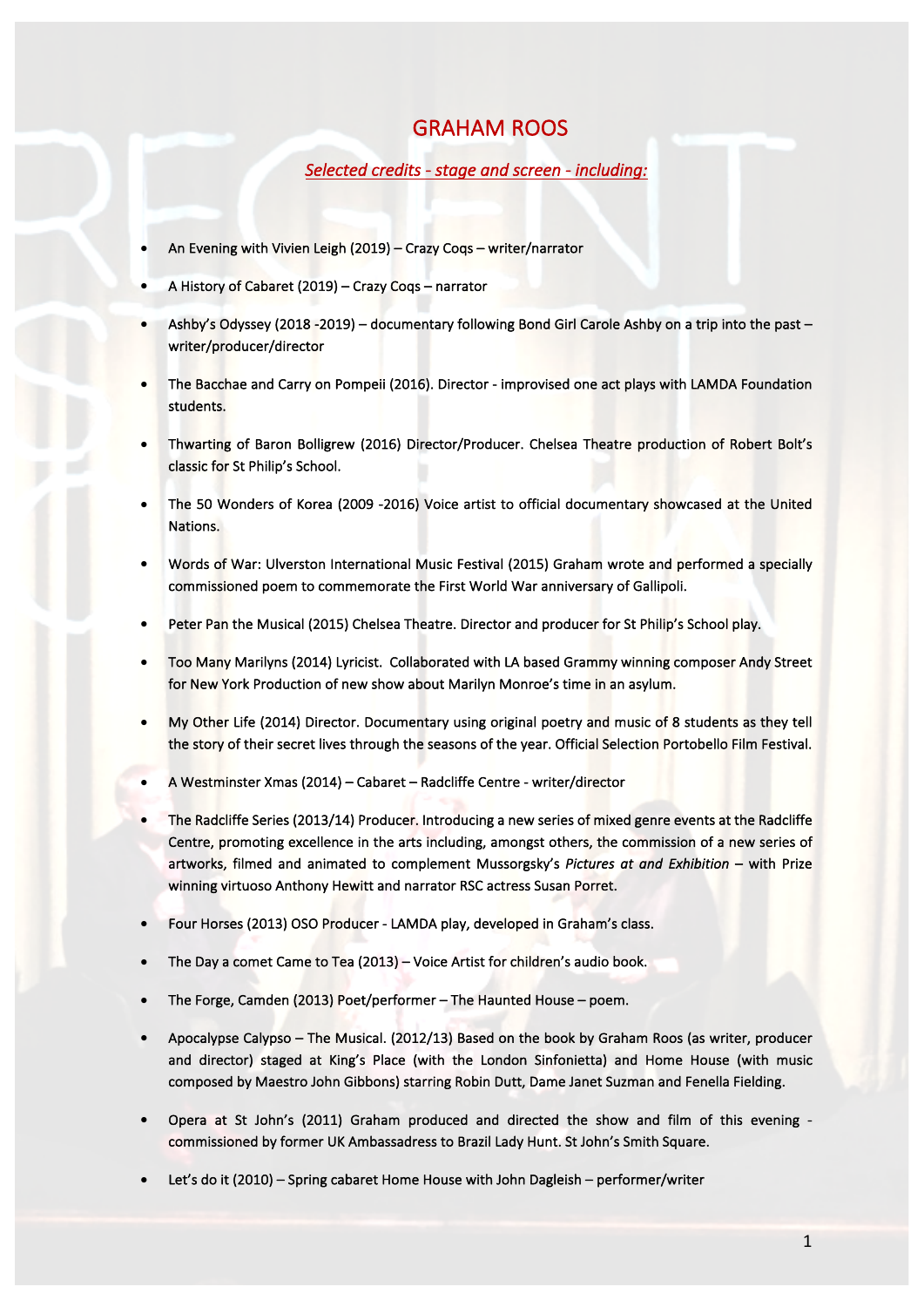# GRAHAM ROOS

***Selected credits - stage and screen - including:***

- An Evening with Vivien Leigh (2019) – Crazy Coqs – writer/narrator
- A History of Cabaret (2019) – Crazy Coqs – narrator
- Ashby's Odyssey (2018 -2019) – documentary following Bond Girl Carole Ashby on a trip into the past – writer/producer/director
- The Bacchae and Carry on Pompeii (2016). Director - improvised one act plays with LAMDA Foundation students.
- Thwarting of Baron Bolligrew (2016) Director/Producer. Chelsea Theatre production of Robert Bolt's classic for St Philip's School.
- The 50 Wonders of Korea (2009 -2016) Voice artist to official documentary showcased at the United Nations.
- Words of War: Ulverston International Music Festival (2015) Graham wrote and performed a specially commissioned poem to commemorate the First World War anniversary of Gallipoli.
- Peter Pan the Musical (2015) Chelsea Theatre. Director and producer for St Philip's School play.
- Too Many Marilyns (2014) Lyricist. Collaborated with LA based Grammy winning composer Andy Street for New York Production of new show about Marilyn Monroe's time in an asylum.
- My Other Life (2014) Director. Documentary using original poetry and music of 8 students as they tell the story of their secret lives through the seasons of the year. Official Selection Portobello Film Festival.
- A Westminster Xmas (2014) – Cabaret – Radcliffe Centre - writer/director
- The Radcliffe Series (2013/14) Producer. Introducing a new series of mixed genre events at the Radcliffe Centre, promoting excellence in the arts including, amongst others, the commission of a new series of artworks, filmed and animated to complement Mussorgsky's *Pictures at and Exhibition* – with Prize winning virtuoso Anthony Hewitt and narrator RSC actress Susan Porret.
- Four Horses (2013) OSO Producer - LAMDA play, developed in Graham's class.
- The Day a comet Came to Tea (2013) – Voice Artist for children's audio book.
- The Forge, Camden (2013) Poet/performer – The Haunted House – poem.
- Apocalypse Calypso – The Musical. (2012/13) Based on the book by Graham Roos (as writer, producer and director) staged at King's Place (with the London Sinfonietta) and Home House (with music composed by Maestro John Gibbons) starring Robin Dutt, Dame Janet Suzman and Fenella Fielding.
- Opera at St John's (2011) Graham produced and directed the show and film of this evening - commissioned by former UK Ambassadress to Brazil Lady Hunt. St John's Smith Square.
- Let's do it (2010) – Spring cabaret Home House with John Dagleish – performer/writer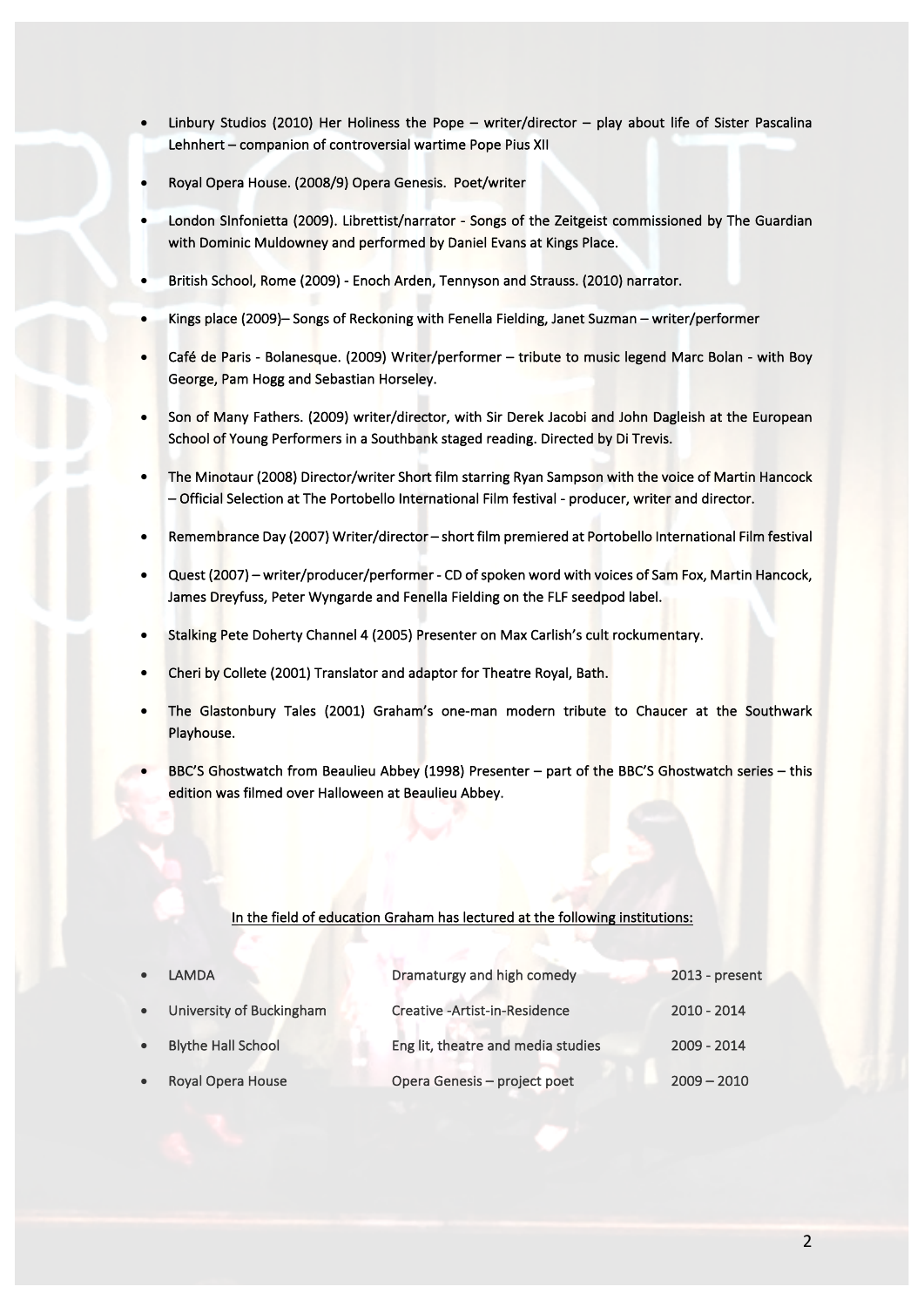- Linbury Studios (2010) Her Holiness the Pope – writer/director – play about life of Sister Pascalina Lehnhert – companion of controversial wartime Pope Pius XII
- Royal Opera House. (2008/9) Opera Genesis. Poet/writer
- London SInfonietta (2009). Librettist/narrator - Songs of the Zeitgeist commissioned by The Guardian with Dominic Muldowney and performed by Daniel Evans at Kings Place.
- British School, Rome (2009) - Enoch Arden, Tennyson and Strauss. (2010) narrator.
- Kings place (2009)– Songs of Reckoning with Fenella Fielding, Janet Suzman – writer/performer
- Café de Paris - Bolanesque. (2009) Writer/performer – tribute to music legend Marc Bolan - with Boy George, Pam Hogg and Sebastian Horseley.
- Son of Many Fathers. (2009) writer/director, with Sir Derek Jacobi and John Dagleish at the European School of Young Performers in a Southbank staged reading. Directed by Di Trevis.
- The Minotaur (2008) Director/writer Short film starring Ryan Sampson with the voice of Martin Hancock – Official Selection at The Portobello International Film festival - producer, writer and director.
- Remembrance Day (2007) Writer/director – short film premiered at Portobello International Film festival
- Quest (2007) – writer/producer/performer - CD of spoken word with voices of Sam Fox, Martin Hancock, James Dreyfuss, Peter Wyngarde and Fenella Fielding on the FLF seedpod label.
- Stalking Pete Doherty Channel 4 (2005) Presenter on Max Carlish's cult rockumentary.
- Cheri by Collete (2001) Translator and adaptor for Theatre Royal, Bath.
- The Glastonbury Tales (2001) Graham's one-man modern tribute to Chaucer at the Southwark Playhouse.
- BBC'S Ghostwatch from Beaulieu Abbey (1998) Presenter – part of the BBC'S Ghostwatch series – this edition was filmed over Halloween at Beaulieu Abbey.

<u>In the field of education Graham has lectured at the following institutions:</u>

- LAMDA — Dramaturgy and high comedy — 2013 - present
- University of Buckingham — Creative -Artist-in-Residence — 2010 - 2014
- Blythe Hall School — Eng lit, theatre and media studies — 2009 - 2014
- Royal Opera House — Opera Genesis – project poet — 2009 – 2010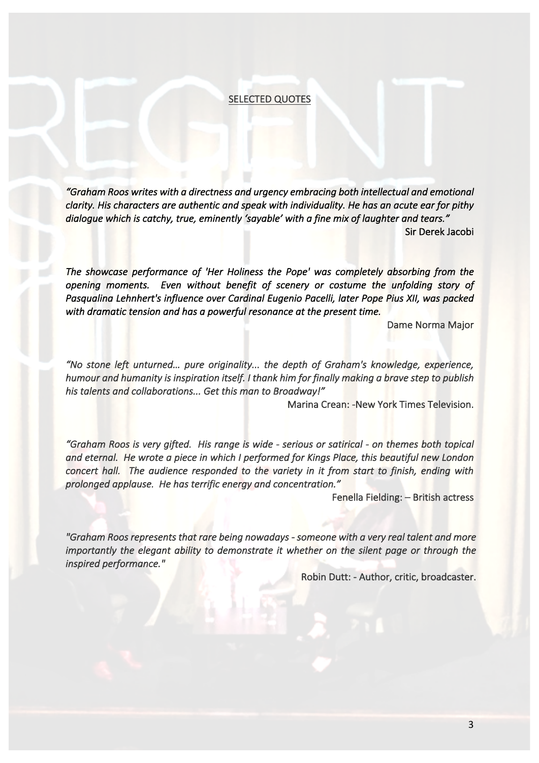## SELECTED QUOTES

*"Graham Roos writes with a directness and urgency embracing both intellectual and emotional clarity. His characters are authentic and speak with individuality. He has an acute ear for pithy dialogue which is catchy, true, eminently 'sayable' with a fine mix of laughter and tears."*

Sir Derek Jacobi

*The showcase performance of 'Her Holiness the Pope' was completely absorbing from the opening moments. Even without benefit of scenery or costume the unfolding story of Pasqualina Lehnhert's influence over Cardinal Eugenio Pacelli, later Pope Pius XII, was packed with dramatic tension and has a powerful resonance at the present time.*

Dame Norma Major

*"No stone left unturned… pure originality... the depth of Graham's knowledge, experience, humour and humanity is inspiration itself. I thank him for finally making a brave step to publish his talents and collaborations... Get this man to Broadway!"*

Marina Crean: -New York Times Television.

*"Graham Roos is very gifted. His range is wide - serious or satirical - on themes both topical and eternal. He wrote a piece in which I performed for Kings Place, this beautiful new London concert hall. The audience responded to the variety in it from start to finish, ending with prolonged applause. He has terrific energy and concentration."*

Fenella Fielding: – British actress

*"Graham Roos represents that rare being nowadays - someone with a very real talent and more importantly the elegant ability to demonstrate it whether on the silent page or through the inspired performance."*

Robin Dutt: - Author, critic, broadcaster.